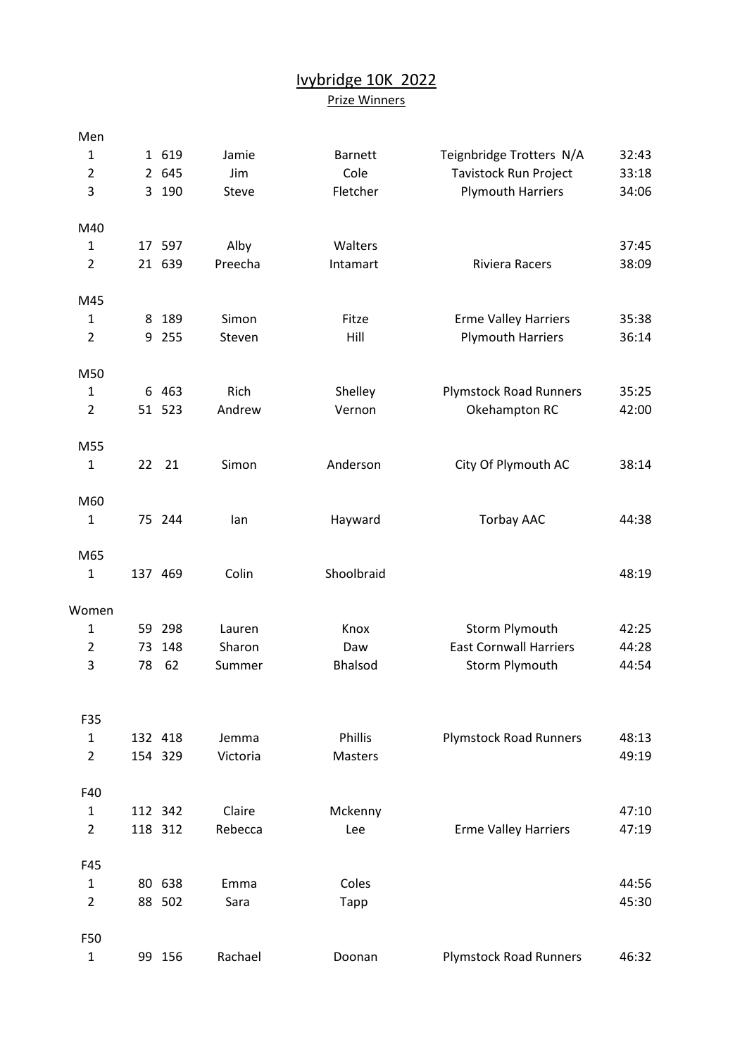# Ivybridge 10K 2022

## Prize Winners

| | | | | | | |
|---|---|---|---|---|---|---|
| **Men** | | | | | | |
| 1 | 1 | 619 | Jamie | Barnett | Teignbridge Trotters N/A | 32:43 |
| 2 | 2 | 645 | Jim | Cole | Tavistock Run Project | 33:18 |
| 3 | 3 | 190 | Steve | Fletcher | Plymouth Harriers | 34:06 |
| **M40** | | | | | | |
| 1 | 17 | 597 | Alby | Walters | | 37:45 |
| 2 | 21 | 639 | Preecha | Intamart | Riviera Racers | 38:09 |
| **M45** | | | | | | |
| 1 | 8 | 189 | Simon | Fitze | Erme Valley Harriers | 35:38 |
| 2 | 9 | 255 | Steven | Hill | Plymouth Harriers | 36:14 |
| **M50** | | | | | | |
| 1 | 6 | 463 | Rich | Shelley | Plymstock Road Runners | 35:25 |
| 2 | 51 | 523 | Andrew | Vernon | Okehampton RC | 42:00 |
| **M55** | | | | | | |
| 1 | 22 | 21 | Simon | Anderson | City Of Plymouth AC | 38:14 |
| **M60** | | | | | | |
| 1 | 75 | 244 | Ian | Hayward | Torbay AAC | 44:38 |
| **M65** | | | | | | |
| 1 | 137 | 469 | Colin | Shoolbraid | | 48:19 |
| **Women** | | | | | | |
| 1 | 59 | 298 | Lauren | Knox | Storm Plymouth | 42:25 |
| 2 | 73 | 148 | Sharon | Daw | East Cornwall Harriers | 44:28 |
| 3 | 78 | 62 | Summer | Bhalsod | Storm Plymouth | 44:54 |
| **F35** | | | | | | |
| 1 | 132 | 418 | Jemma | Phillis | Plymstock Road Runners | 48:13 |
| 2 | 154 | 329 | Victoria | Masters | | 49:19 |
| **F40** | | | | | | |
| 1 | 112 | 342 | Claire | Mckenny | | 47:10 |
| 2 | 118 | 312 | Rebecca | Lee | Erme Valley Harriers | 47:19 |
| **F45** | | | | | | |
| 1 | 80 | 638 | Emma | Coles | | 44:56 |
| 2 | 88 | 502 | Sara | Tapp | | 45:30 |
| **F50** | | | | | | |
| 1 | 99 | 156 | Rachael | Doonan | Plymstock Road Runners | 46:32 |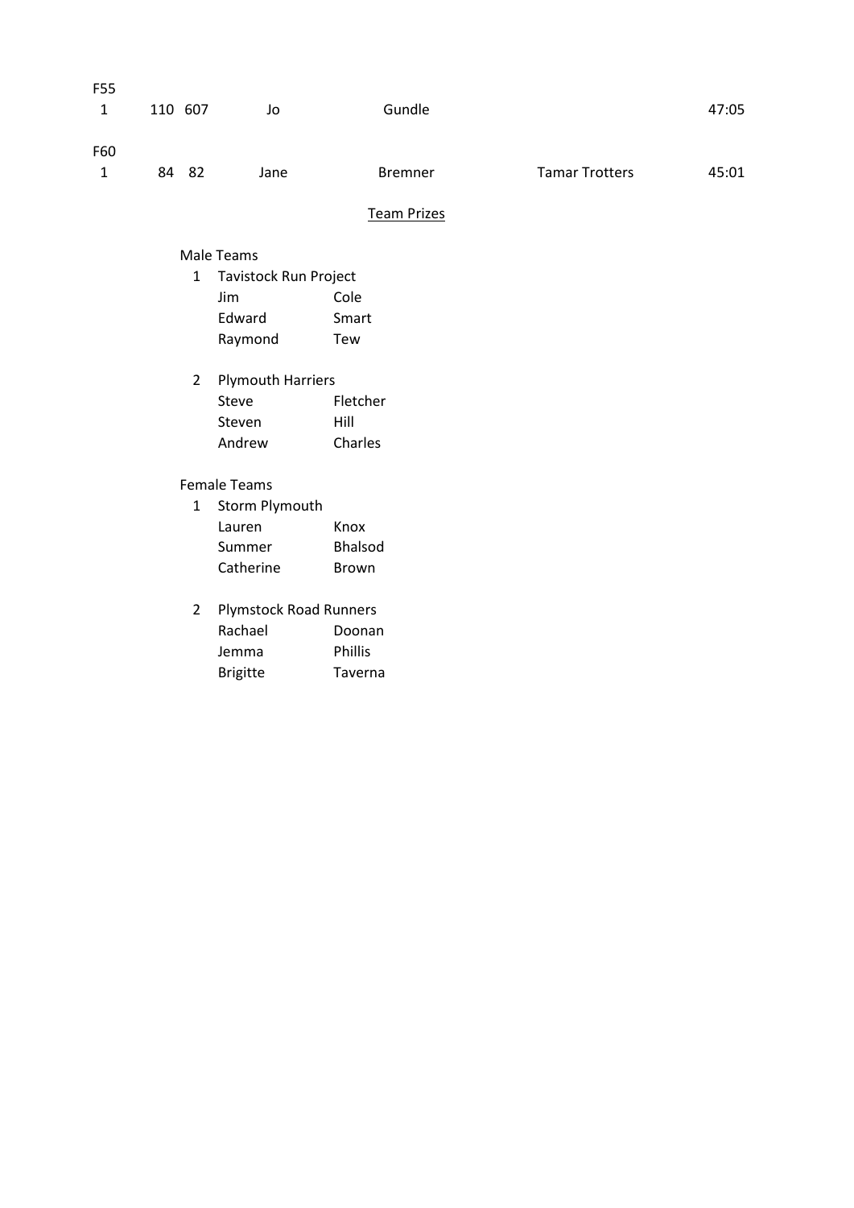F55

| | | | | | | |
|---|---|---|---|---|---|---|
| 1 | 110 | 607 | Jo | Gundle | | 47:05 |

F60

| | | | | | | |
|---|---|---|---|---|---|---|
| 1 | 84 | 82 | Jane | Bremner | Tamar Trotters | 45:01 |

## Team Prizes

### Male Teams

1 Tavistock Run Project

| | |
|---|---|
| Jim | Cole |
| Edward | Smart |
| Raymond | Tew |

2 Plymouth Harriers

| | |
|---|---|
| Steve | Fletcher |
| Steven | Hill |
| Andrew | Charles |

### Female Teams

1 Storm Plymouth

| | |
|---|---|
| Lauren | Knox |
| Summer | Bhalsod |
| Catherine | Brown |

2 Plymstock Road Runners

| | |
|---|---|
| Rachael | Doonan |
| Jemma | Phillis |
| Brigitte | Taverna |